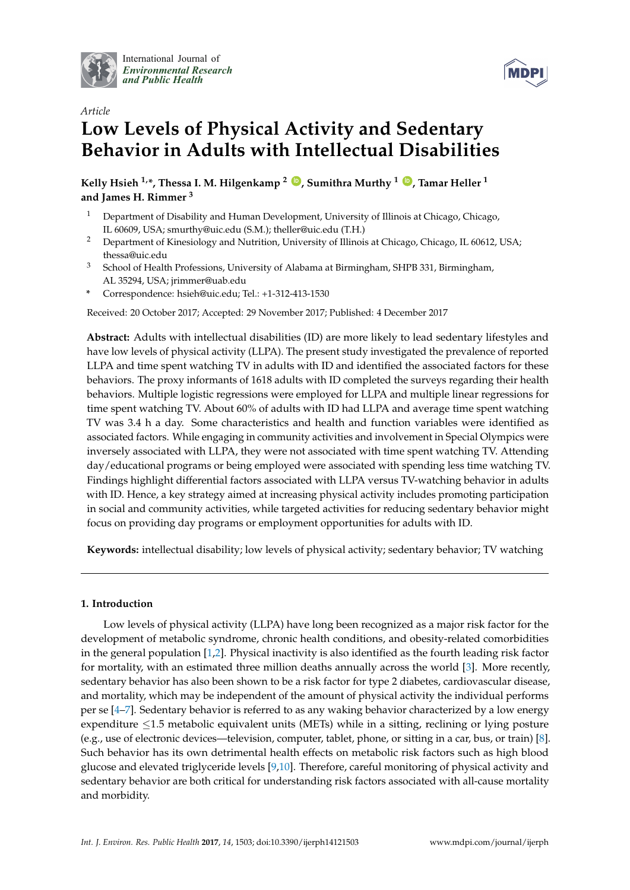International Journal of *Environmental Research and Public Health*

*Article*

# Low Levels of Physical Activity and Sedentary Behavior in Adults with Intellectual Disabilities

**Kelly Hsieh [1,*], Thessa I. M. Hilgenkamp [2], Sumithra Murthy [1], Tamar Heller [1] and James H. Rimmer [3]**

[1] Department of Disability and Human Development, University of Illinois at Chicago, Chicago, IL 60609, USA; smurthy@uic.edu (S.M.); theller@uic.edu (T.H.)

[2] Department of Kinesiology and Nutrition, University of Illinois at Chicago, Chicago, IL 60612, USA; thessa@uic.edu

[3] School of Health Professions, University of Alabama at Birmingham, SHPB 331, Birmingham, AL 35294, USA; jrimmer@uab.edu

[*] Correspondence: hsieh@uic.edu; Tel.: +1-312-413-1530

Received: 20 October 2017; Accepted: 29 November 2017; Published: 4 December 2017

**Abstract:** Adults with intellectual disabilities (ID) are more likely to lead sedentary lifestyles and have low levels of physical activity (LLPA). The present study investigated the prevalence of reported LLPA and time spent watching TV in adults with ID and identified the associated factors for these behaviors. The proxy informants of 1618 adults with ID completed the surveys regarding their health behaviors. Multiple logistic regressions were employed for LLPA and multiple linear regressions for time spent watching TV. About 60% of adults with ID had LLPA and average time spent watching TV was 3.4 h a day. Some characteristics and health and function variables were identified as associated factors. While engaging in community activities and involvement in Special Olympics were inversely associated with LLPA, they were not associated with time spent watching TV. Attending day/educational programs or being employed were associated with spending less time watching TV. Findings highlight differential factors associated with LLPA versus TV-watching behavior in adults with ID. Hence, a key strategy aimed at increasing physical activity includes promoting participation in social and community activities, while targeted activities for reducing sedentary behavior might focus on providing day programs or employment opportunities for adults with ID.

**Keywords:** intellectual disability; low levels of physical activity; sedentary behavior; TV watching

## 1. Introduction

Low levels of physical activity (LLPA) have long been recognized as a major risk factor for the development of metabolic syndrome, chronic health conditions, and obesity-related comorbidities in the general population [1,2]. Physical inactivity is also identified as the fourth leading risk factor for mortality, with an estimated three million deaths annually across the world [3]. More recently, sedentary behavior has also been shown to be a risk factor for type 2 diabetes, cardiovascular disease, and mortality, which may be independent of the amount of physical activity the individual performs per se [4–7]. Sedentary behavior is referred to as any waking behavior characterized by a low energy expenditure $\leq$1.5 metabolic equivalent units (METs) while in a sitting, reclining or lying posture (e.g., use of electronic devices—television, computer, tablet, phone, or sitting in a car, bus, or train) [8]. Such behavior has its own detrimental health effects on metabolic risk factors such as high blood glucose and elevated triglyceride levels [9,10]. Therefore, careful monitoring of physical activity and sedentary behavior are both critical for understanding risk factors associated with all-cause mortality and morbidity.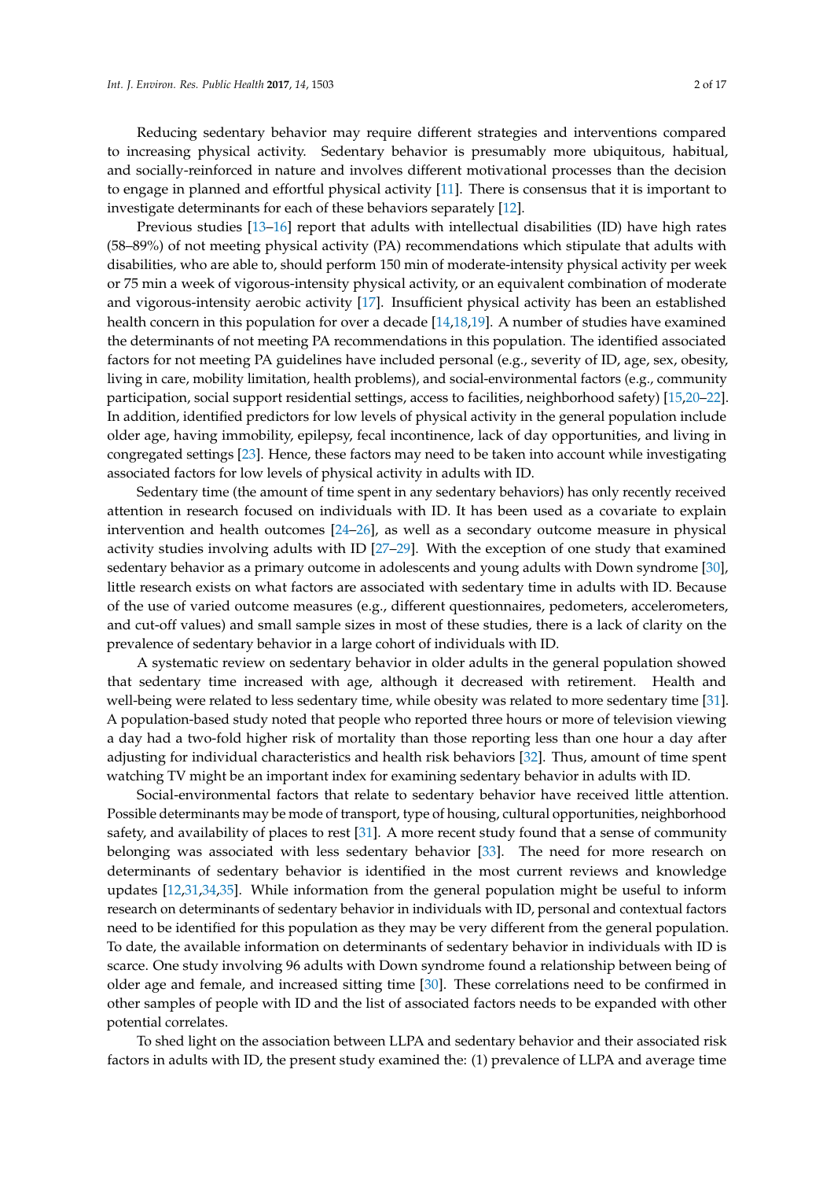Reducing sedentary behavior may require different strategies and interventions compared to increasing physical activity. Sedentary behavior is presumably more ubiquitous, habitual, and socially-reinforced in nature and involves different motivational processes than the decision to engage in planned and effortful physical activity [11]. There is consensus that it is important to investigate determinants for each of these behaviors separately [12].

Previous studies [13–16] report that adults with intellectual disabilities (ID) have high rates (58–89%) of not meeting physical activity (PA) recommendations which stipulate that adults with disabilities, who are able to, should perform 150 min of moderate-intensity physical activity per week or 75 min a week of vigorous-intensity physical activity, or an equivalent combination of moderate and vigorous-intensity aerobic activity [17]. Insufficient physical activity has been an established health concern in this population for over a decade [14,18,19]. A number of studies have examined the determinants of not meeting PA recommendations in this population. The identified associated factors for not meeting PA guidelines have included personal (e.g., severity of ID, age, sex, obesity, living in care, mobility limitation, health problems), and social-environmental factors (e.g., community participation, social support residential settings, access to facilities, neighborhood safety) [15,20–22]. In addition, identified predictors for low levels of physical activity in the general population include older age, having immobility, epilepsy, fecal incontinence, lack of day opportunities, and living in congregated settings [23]. Hence, these factors may need to be taken into account while investigating associated factors for low levels of physical activity in adults with ID.

Sedentary time (the amount of time spent in any sedentary behaviors) has only recently received attention in research focused on individuals with ID. It has been used as a covariate to explain intervention and health outcomes [24–26], as well as a secondary outcome measure in physical activity studies involving adults with ID [27–29]. With the exception of one study that examined sedentary behavior as a primary outcome in adolescents and young adults with Down syndrome [30], little research exists on what factors are associated with sedentary time in adults with ID. Because of the use of varied outcome measures (e.g., different questionnaires, pedometers, accelerometers, and cut-off values) and small sample sizes in most of these studies, there is a lack of clarity on the prevalence of sedentary behavior in a large cohort of individuals with ID.

A systematic review on sedentary behavior in older adults in the general population showed that sedentary time increased with age, although it decreased with retirement. Health and well-being were related to less sedentary time, while obesity was related to more sedentary time [31]. A population-based study noted that people who reported three hours or more of television viewing a day had a two-fold higher risk of mortality than those reporting less than one hour a day after adjusting for individual characteristics and health risk behaviors [32]. Thus, amount of time spent watching TV might be an important index for examining sedentary behavior in adults with ID.

Social-environmental factors that relate to sedentary behavior have received little attention. Possible determinants may be mode of transport, type of housing, cultural opportunities, neighborhood safety, and availability of places to rest [31]. A more recent study found that a sense of community belonging was associated with less sedentary behavior [33]. The need for more research on determinants of sedentary behavior is identified in the most current reviews and knowledge updates [12,31,34,35]. While information from the general population might be useful to inform research on determinants of sedentary behavior in individuals with ID, personal and contextual factors need to be identified for this population as they may be very different from the general population. To date, the available information on determinants of sedentary behavior in individuals with ID is scarce. One study involving 96 adults with Down syndrome found a relationship between being of older age and female, and increased sitting time [30]. These correlations need to be confirmed in other samples of people with ID and the list of associated factors needs to be expanded with other potential correlates.

To shed light on the association between LLPA and sedentary behavior and their associated risk factors in adults with ID, the present study examined the: (1) prevalence of LLPA and average time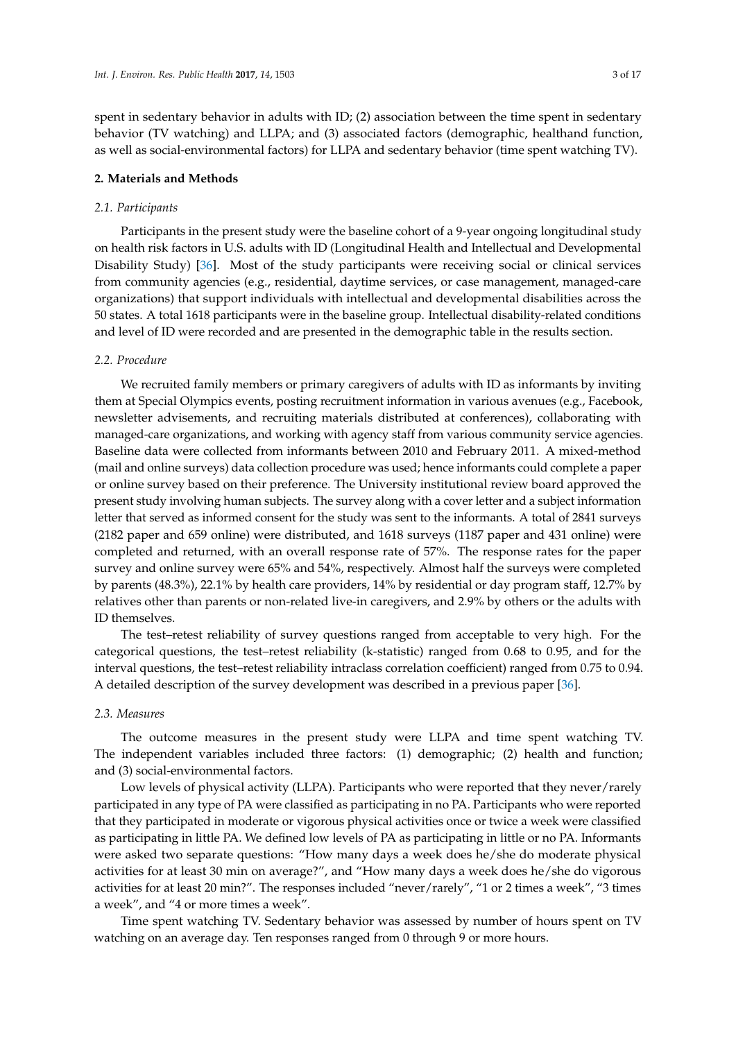spent in sedentary behavior in adults with ID; (2) association between the time spent in sedentary behavior (TV watching) and LLPA; and (3) associated factors (demographic, healthand function, as well as social-environmental factors) for LLPA and sedentary behavior (time spent watching TV).

## 2. Materials and Methods

### 2.1. Participants

Participants in the present study were the baseline cohort of a 9-year ongoing longitudinal study on health risk factors in U.S. adults with ID (Longitudinal Health and Intellectual and Developmental Disability Study) [36]. Most of the study participants were receiving social or clinical services from community agencies (e.g., residential, daytime services, or case management, managed-care organizations) that support individuals with intellectual and developmental disabilities across the 50 states. A total 1618 participants were in the baseline group. Intellectual disability-related conditions and level of ID were recorded and are presented in the demographic table in the results section.

### 2.2. Procedure

We recruited family members or primary caregivers of adults with ID as informants by inviting them at Special Olympics events, posting recruitment information in various avenues (e.g., Facebook, newsletter advisements, and recruiting materials distributed at conferences), collaborating with managed-care organizations, and working with agency staff from various community service agencies. Baseline data were collected from informants between 2010 and February 2011. A mixed-method (mail and online surveys) data collection procedure was used; hence informants could complete a paper or online survey based on their preference. The University institutional review board approved the present study involving human subjects. The survey along with a cover letter and a subject information letter that served as informed consent for the study was sent to the informants. A total of 2841 surveys (2182 paper and 659 online) were distributed, and 1618 surveys (1187 paper and 431 online) were completed and returned, with an overall response rate of 57%. The response rates for the paper survey and online survey were 65% and 54%, respectively. Almost half the surveys were completed by parents (48.3%), 22.1% by health care providers, 14% by residential or day program staff, 12.7% by relatives other than parents or non-related live-in caregivers, and 2.9% by others or the adults with ID themselves.

The test–retest reliability of survey questions ranged from acceptable to very high. For the categorical questions, the test–retest reliability (k-statistic) ranged from 0.68 to 0.95, and for the interval questions, the test–retest reliability intraclass correlation coefficient) ranged from 0.75 to 0.94. A detailed description of the survey development was described in a previous paper [36].

### 2.3. Measures

The outcome measures in the present study were LLPA and time spent watching TV. The independent variables included three factors: (1) demographic; (2) health and function; and (3) social-environmental factors.

Low levels of physical activity (LLPA). Participants who were reported that they never/rarely participated in any type of PA were classified as participating in no PA. Participants who were reported that they participated in moderate or vigorous physical activities once or twice a week were classified as participating in little PA. We defined low levels of PA as participating in little or no PA. Informants were asked two separate questions: "How many days a week does he/she do moderate physical activities for at least 30 min on average?", and "How many days a week does he/she do vigorous activities for at least 20 min?". The responses included "never/rarely", "1 or 2 times a week", "3 times a week", and "4 or more times a week".

Time spent watching TV. Sedentary behavior was assessed by number of hours spent on TV watching on an average day. Ten responses ranged from 0 through 9 or more hours.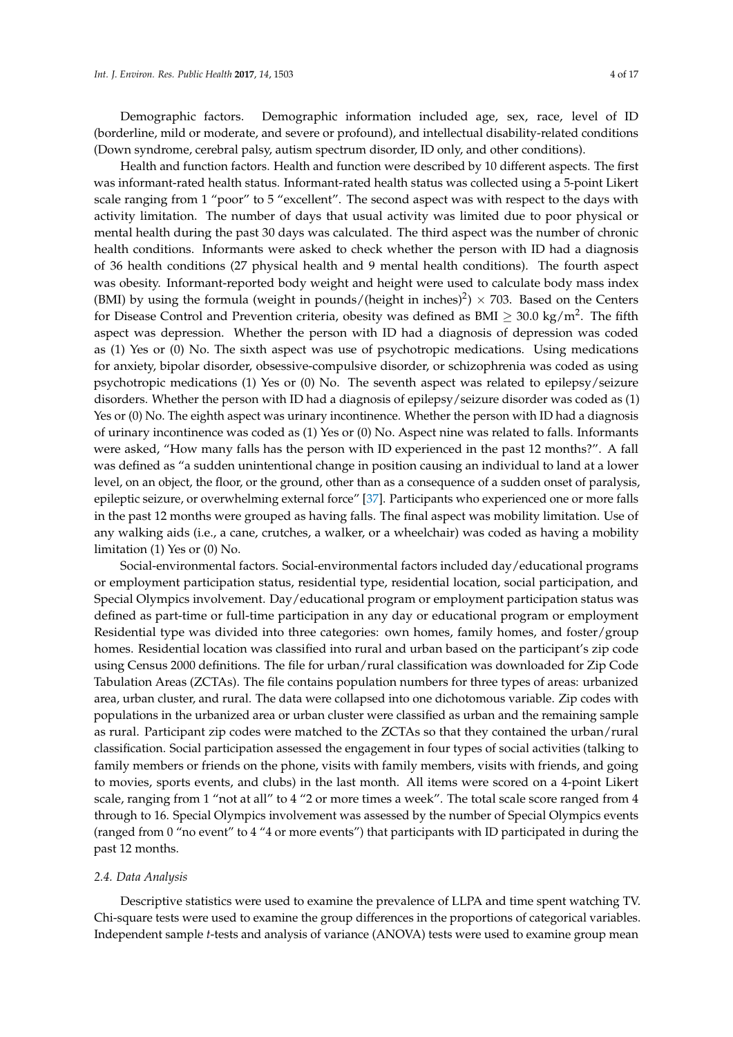Demographic factors. Demographic information included age, sex, race, level of ID (borderline, mild or moderate, and severe or profound), and intellectual disability-related conditions (Down syndrome, cerebral palsy, autism spectrum disorder, ID only, and other conditions).

Health and function factors. Health and function were described by 10 different aspects. The first was informant-rated health status. Informant-rated health status was collected using a 5-point Likert scale ranging from 1 "poor" to 5 "excellent". The second aspect was with respect to the days with activity limitation. The number of days that usual activity was limited due to poor physical or mental health during the past 30 days was calculated. The third aspect was the number of chronic health conditions. Informants were asked to check whether the person with ID had a diagnosis of 36 health conditions (27 physical health and 9 mental health conditions). The fourth aspect was obesity. Informant-reported body weight and height were used to calculate body mass index (BMI) by using the formula (weight in pounds/(height in inches)$^2$) $\times$ 703. Based on the Centers for Disease Control and Prevention criteria, obesity was defined as BMI $\geq$ 30.0 kg/m$^2$. The fifth aspect was depression. Whether the person with ID had a diagnosis of depression was coded as (1) Yes or (0) No. The sixth aspect was use of psychotropic medications. Using medications for anxiety, bipolar disorder, obsessive-compulsive disorder, or schizophrenia was coded as using psychotropic medications (1) Yes or (0) No. The seventh aspect was related to epilepsy/seizure disorders. Whether the person with ID had a diagnosis of epilepsy/seizure disorder was coded as (1) Yes or (0) No. The eighth aspect was urinary incontinence. Whether the person with ID had a diagnosis of urinary incontinence was coded as (1) Yes or (0) No. Aspect nine was related to falls. Informants were asked, "How many falls has the person with ID experienced in the past 12 months?". A fall was defined as "a sudden unintentional change in position causing an individual to land at a lower level, on an object, the floor, or the ground, other than as a consequence of a sudden onset of paralysis, epileptic seizure, or overwhelming external force" [37]. Participants who experienced one or more falls in the past 12 months were grouped as having falls. The final aspect was mobility limitation. Use of any walking aids (i.e., a cane, crutches, a walker, or a wheelchair) was coded as having a mobility limitation (1) Yes or (0) No.

Social-environmental factors. Social-environmental factors included day/educational programs or employment participation status, residential type, residential location, social participation, and Special Olympics involvement. Day/educational program or employment participation status was defined as part-time or full-time participation in any day or educational program or employment Residential type was divided into three categories: own homes, family homes, and foster/group homes. Residential location was classified into rural and urban based on the participant's zip code using Census 2000 definitions. The file for urban/rural classification was downloaded for Zip Code Tabulation Areas (ZCTAs). The file contains population numbers for three types of areas: urbanized area, urban cluster, and rural. The data were collapsed into one dichotomous variable. Zip codes with populations in the urbanized area or urban cluster were classified as urban and the remaining sample as rural. Participant zip codes were matched to the ZCTAs so that they contained the urban/rural classification. Social participation assessed the engagement in four types of social activities (talking to family members or friends on the phone, visits with family members, visits with friends, and going to movies, sports events, and clubs) in the last month. All items were scored on a 4-point Likert scale, ranging from 1 "not at all" to 4 "2 or more times a week". The total scale score ranged from 4 through to 16. Special Olympics involvement was assessed by the number of Special Olympics events (ranged from 0 "no event" to 4 "4 or more events") that participants with ID participated in during the past 12 months.

### *2.4. Data Analysis*

Descriptive statistics were used to examine the prevalence of LLPA and time spent watching TV. Chi-square tests were used to examine the group differences in the proportions of categorical variables. Independent sample *t*-tests and analysis of variance (ANOVA) tests were used to examine group mean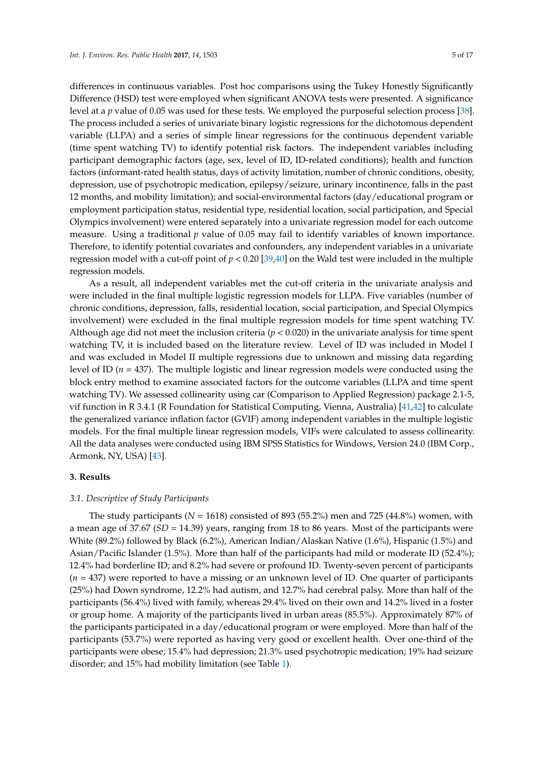differences in continuous variables. Post hoc comparisons using the Tukey Honestly Significantly Difference (HSD) test were employed when significant ANOVA tests were presented. A significance level at a *p* value of 0.05 was used for these tests. We employed the purposeful selection process [38]. The process included a series of univariate binary logistic regressions for the dichotomous dependent variable (LLPA) and a series of simple linear regressions for the continuous dependent variable (time spent watching TV) to identify potential risk factors. The independent variables including participant demographic factors (age, sex, level of ID, ID-related conditions); health and function factors (informant-rated health status, days of activity limitation, number of chronic conditions, obesity, depression, use of psychotropic medication, epilepsy/seizure, urinary incontinence, falls in the past 12 months, and mobility limitation); and social-environmental factors (day/educational program or employment participation status, residential type, residential location, social participation, and Special Olympics involvement) were entered separately into a univariate regression model for each outcome measure. Using a traditional *p* value of 0.05 may fail to identify variables of known importance. Therefore, to identify potential covariates and confounders, any independent variables in a univariate regression model with a cut-off point of $p < 0.20$ [39,40] on the Wald test were included in the multiple regression models.

As a result, all independent variables met the cut-off criteria in the univariate analysis and were included in the final multiple logistic regression models for LLPA. Five variables (number of chronic conditions, depression, falls, residential location, social participation, and Special Olympics involvement) were excluded in the final multiple regression models for time spent watching TV. Although age did not meet the inclusion criteria ($p < 0.020$) in the univariate analysis for time spent watching TV, it is included based on the literature review. Level of ID was included in Model I and was excluded in Model II multiple regressions due to unknown and missing data regarding level of ID ($n = 437$). The multiple logistic and linear regression models were conducted using the block entry method to examine associated factors for the outcome variables (LLPA and time spent watching TV). We assessed collinearity using car (Comparison to Applied Regression) package 2.1-5, vif function in R 3.4.1 (R Foundation for Statistical Computing, Vienna, Australia) [41,42] to calculate the generalized variance inflation factor (GVIF) among independent variables in the multiple logistic models. For the final multiple linear regression models, VIFs were calculated to assess collinearity. All the data analyses were conducted using IBM SPSS Statistics for Windows, Version 24.0 (IBM Corp., Armonk, NY, USA) [43].

## 3. Results

### 3.1. Descriptive of Study Participants

The study participants ($N = 1618$) consisted of 893 (55.2%) men and 725 (44.8%) women, with a mean age of 37.67 ($SD = 14.39$) years, ranging from 18 to 86 years. Most of the participants were White (89.2%) followed by Black (6.2%), American Indian/Alaskan Native (1.6%), Hispanic (1.5%) and Asian/Pacific Islander (1.5%). More than half of the participants had mild or moderate ID (52.4%); 12.4% had borderline ID; and 8.2% had severe or profound ID. Twenty-seven percent of participants ($n = 437$) were reported to have a missing or an unknown level of ID. One quarter of participants (25%) had Down syndrome, 12.2% had autism, and 12.7% had cerebral palsy. More than half of the participants (56.4%) lived with family, whereas 29.4% lived on their own and 14.2% lived in a foster or group home. A majority of the participants lived in urban areas (85.5%). Approximately 87% of the participants participated in a day/educational program or were employed. More than half of the participants (53.7%) were reported as having very good or excellent health. Over one-third of the participants were obese; 15.4% had depression; 21.3% used psychotropic medication; 19% had seizure disorder; and 15% had mobility limitation (see Table 1).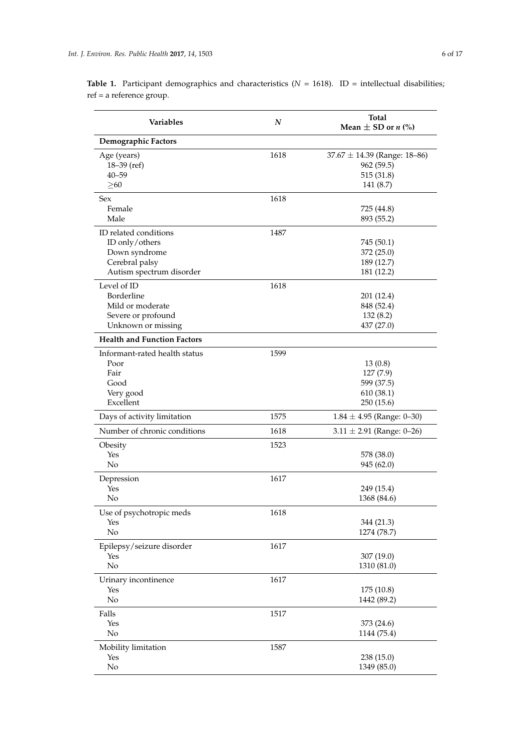**Table 1.** Participant demographics and characteristics ($N$ = 1618). ID = intellectual disabilities; ref = a reference group.

| Variables | $N$ | Total<br>Mean ± SD or $n$ (%) |
|---|---|---|
| **Demographic Factors** | | |
| Age (years) | 1618 | 37.67 ± 14.39 (Range: 18–86) |
| 18–39 (ref) | | 962 (59.5) |
| 40–59 | | 515 (31.8) |
| ≥60 | | 141 (8.7) |
| Sex | 1618 | |
| Female | | 725 (44.8) |
| Male | | 893 (55.2) |
| ID related conditions | 1487 | |
| ID only/others | | 745 (50.1) |
| Down syndrome | | 372 (25.0) |
| Cerebral palsy | | 189 (12.7) |
| Autism spectrum disorder | | 181 (12.2) |
| Level of ID | 1618 | |
| Borderline | | 201 (12.4) |
| Mild or moderate | | 848 (52.4) |
| Severe or profound | | 132 (8.2) |
| Unknown or missing | | 437 (27.0) |
| **Health and Function Factors** | | |
| Informant-rated health status | 1599 | |
| Poor | | 13 (0.8) |
| Fair | | 127 (7.9) |
| Good | | 599 (37.5) |
| Very good | | 610 (38.1) |
| Excellent | | 250 (15.6) |
| Days of activity limitation | 1575 | 1.84 ± 4.95 (Range: 0–30) |
| Number of chronic conditions | 1618 | 3.11 ± 2.91 (Range: 0–26) |
| Obesity | 1523 | |
| Yes | | 578 (38.0) |
| No | | 945 (62.0) |
| Depression | 1617 | |
| Yes | | 249 (15.4) |
| No | | 1368 (84.6) |
| Use of psychotropic meds | 1618 | |
| Yes | | 344 (21.3) |
| No | | 1274 (78.7) |
| Epilepsy/seizure disorder | 1617 | |
| Yes | | 307 (19.0) |
| No | | 1310 (81.0) |
| Urinary incontinence | 1617 | |
| Yes | | 175 (10.8) |
| No | | 1442 (89.2) |
| Falls | 1517 | |
| Yes | | 373 (24.6) |
| No | | 1144 (75.4) |
| Mobility limitation | 1587 | |
| Yes | | 238 (15.0) |
| No | | 1349 (85.0) |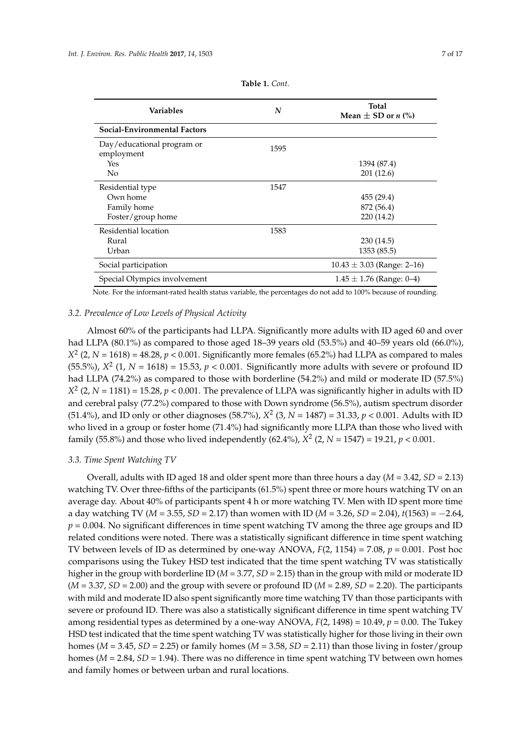**Table 1.** *Cont.*

| Variables | N | Total Mean ± SD or n (%) |
|---|---|---|
| **Social-Environmental Factors** | | |
| Day/educational program or employment | 1595 | |
| Yes | | 1394 (87.4) |
| No | | 201 (12.6) |
| Residential type | 1547 | |
| Own home | | 455 (29.4) |
| Family home | | 872 (56.4) |
| Foster/group home | | 220 (14.2) |
| Residential location | 1583 | |
| Rural | | 230 (14.5) |
| Urban | | 1353 (85.5) |
| Social participation | | 10.43 ± 3.03 (Range: 2–16) |
| Special Olympics involvement | | 1.45 ± 1.76 (Range: 0–4) |

Note. For the informant-rated health status variable, the percentages do not add to 100% because of rounding.

### 3.2. Prevalence of Low Levels of Physical Activity

Almost 60% of the participants had LLPA. Significantly more adults with ID aged 60 and over had LLPA (80.1%) as compared to those aged 18–39 years old (53.5%) and 40–59 years old (66.0%), $X^2$ (2, $N$ = 1618) = 48.28, $p < 0.001$. Significantly more females (65.2%) had LLPA as compared to males (55.5%), $X^2$ (1, $N$ = 1618) = 15.53, $p < 0.001$. Significantly more adults with severe or profound ID had LLPA (74.2%) as compared to those with borderline (54.2%) and mild or moderate ID (57.5%) $X^2$ (2, $N$ = 1181) = 15.28, $p < 0.001$. The prevalence of LLPA was significantly higher in adults with ID and cerebral palsy (77.2%) compared to those with Down syndrome (56.5%), autism spectrum disorder (51.4%), and ID only or other diagnoses (58.7%), $X^2$ (3, $N$ = 1487) = 31.33, $p < 0.001$. Adults with ID who lived in a group or foster home (71.4%) had significantly more LLPA than those who lived with family (55.8%) and those who lived independently (62.4%), $X^2$ (2, $N$ = 1547) = 19.21, $p < 0.001$.

### 3.3. Time Spent Watching TV

Overall, adults with ID aged 18 and older spent more than three hours a day ($M$ = 3.42, $SD$ = 2.13) watching TV. Over three-fifths of the participants (61.5%) spent three or more hours watching TV on an average day. About 40% of participants spent 4 h or more watching TV. Men with ID spent more time a day watching TV ($M$ = 3.55, $SD$ = 2.17) than women with ID ($M$ = 3.26, $SD$ = 2.04), $t(1563) = -2.64$, $p = 0.004$. No significant differences in time spent watching TV among the three age groups and ID related conditions were noted. There was a statistically significant difference in time spent watching TV between levels of ID as determined by one-way ANOVA, $F(2, 1154) = 7.08$, $p = 0.001$. Post hoc comparisons using the Tukey HSD test indicated that the time spent watching TV was statistically higher in the group with borderline ID ($M$ = 3.77, $SD$ = 2.15) than in the group with mild or moderate ID ($M$ = 3.37, $SD$ = 2.00) and the group with severe or profound ID ($M$ = 2.89, $SD$ = 2.20). The participants with mild and moderate ID also spent significantly more time watching TV than those participants with severe or profound ID. There was also a statistically significant difference in time spent watching TV among residential types as determined by a one-way ANOVA, $F(2, 1498) = 10.49$, $p = 0.00$. The Tukey HSD test indicated that the time spent watching TV was statistically higher for those living in their own homes ($M$ = 3.45, $SD$ = 2.25) or family homes ($M$ = 3.58, $SD$ = 2.11) than those living in foster/group homes ($M$ = 2.84, $SD$ = 1.94). There was no difference in time spent watching TV between own homes and family homes or between urban and rural locations.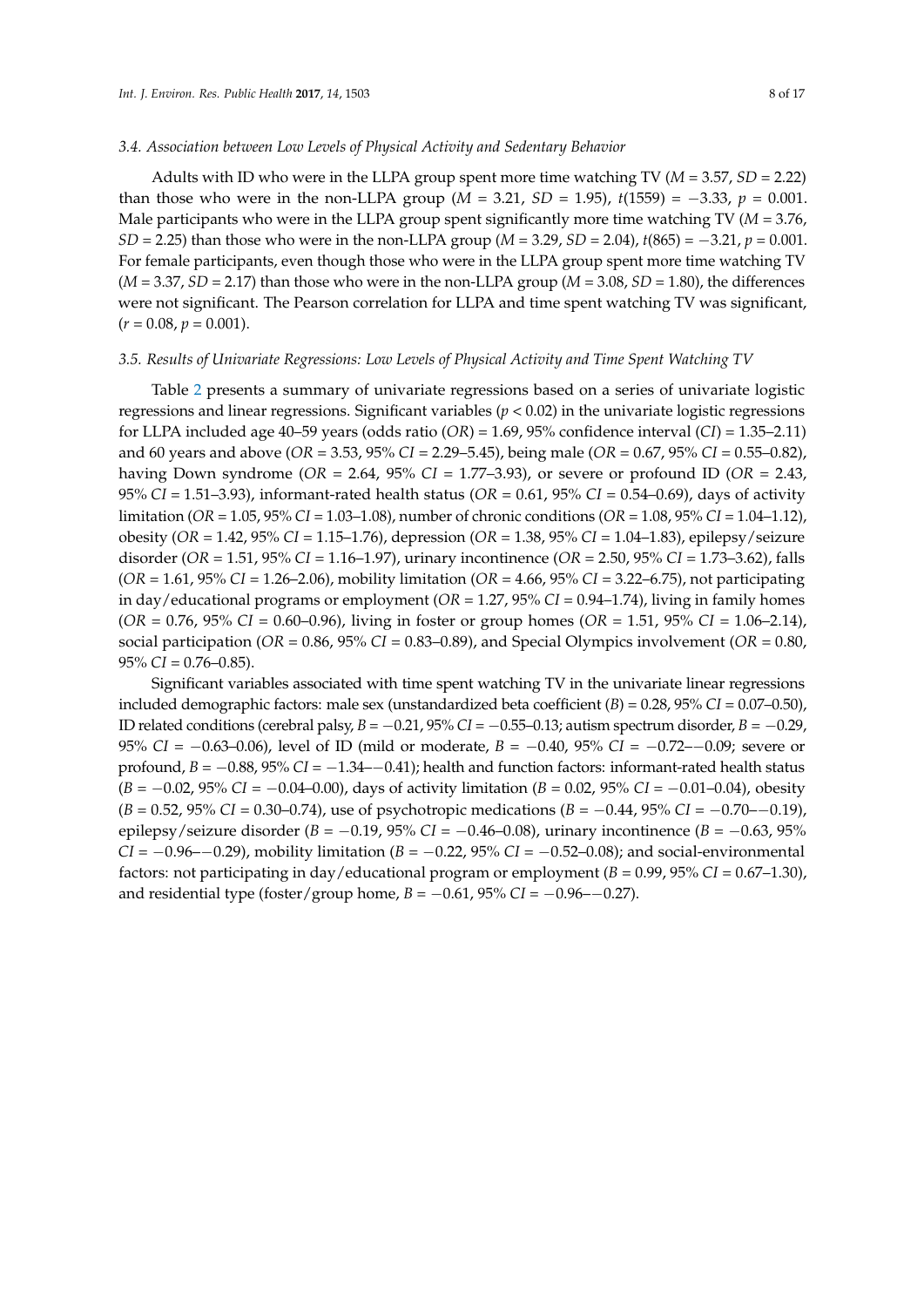### 3.4. Association between Low Levels of Physical Activity and Sedentary Behavior

Adults with ID who were in the LLPA group spent more time watching TV (*M* = 3.57, *SD* = 2.22) than those who were in the non-LLPA group (*M* = 3.21, *SD* = 1.95), $t(1559) = -3.33$, $p = 0.001$. Male participants who were in the LLPA group spent significantly more time watching TV (*M* = 3.76, *SD* = 2.25) than those who were in the non-LLPA group (*M* = 3.29, *SD* = 2.04), $t(865) = -3.21$, $p = 0.001$. For female participants, even though those who were in the LLPA group spent more time watching TV (*M* = 3.37, *SD* = 2.17) than those who were in the non-LLPA group (*M* = 3.08, *SD* = 1.80), the differences were not significant. The Pearson correlation for LLPA and time spent watching TV was significant, ($r = 0.08$, $p = 0.001$).

### 3.5. Results of Univariate Regressions: Low Levels of Physical Activity and Time Spent Watching TV

Table 2 presents a summary of univariate regressions based on a series of univariate logistic regressions and linear regressions. Significant variables ($p < 0.02$) in the univariate logistic regressions for LLPA included age 40–59 years (odds ratio (*OR*) = 1.69, 95% confidence interval (*CI*) = 1.35–2.11) and 60 years and above (*OR* = 3.53, 95% *CI* = 2.29–5.45), being male (*OR* = 0.67, 95% *CI* = 0.55–0.82), having Down syndrome (*OR* = 2.64, 95% *CI* = 1.77–3.93), or severe or profound ID (*OR* = 2.43, 95% *CI* = 1.51–3.93), informant-rated health status (*OR* = 0.61, 95% *CI* = 0.54–0.69), days of activity limitation (*OR* = 1.05, 95% *CI* = 1.03–1.08), number of chronic conditions (*OR* = 1.08, 95% *CI* = 1.04–1.12), obesity (*OR* = 1.42, 95% *CI* = 1.15–1.76), depression (*OR* = 1.38, 95% *CI* = 1.04–1.83), epilepsy/seizure disorder (*OR* = 1.51, 95% *CI* = 1.16–1.97), urinary incontinence (*OR* = 2.50, 95% *CI* = 1.73–3.62), falls (*OR* = 1.61, 95% *CI* = 1.26–2.06), mobility limitation (*OR* = 4.66, 95% *CI* = 3.22–6.75), not participating in day/educational programs or employment (*OR* = 1.27, 95% *CI* = 0.94–1.74), living in family homes (*OR* = 0.76, 95% *CI* = 0.60–0.96), living in foster or group homes (*OR* = 1.51, 95% *CI* = 1.06–2.14), social participation (*OR* = 0.86, 95% *CI* = 0.83–0.89), and Special Olympics involvement (*OR* = 0.80, 95% *CI* = 0.76–0.85).

Significant variables associated with time spent watching TV in the univariate linear regressions included demographic factors: male sex (unstandardized beta coefficient (*B*) = 0.28, 95% *CI* = 0.07–0.50), ID related conditions (cerebral palsy, *B* = −0.21, 95% *CI* = −0.55–0.13; autism spectrum disorder, *B* = −0.29, 95% *CI* = −0.63–0.06), level of ID (mild or moderate, *B* = −0.40, 95% *CI* = −0.72–−0.09; severe or profound, *B* = −0.88, 95% *CI* = −1.34–−0.41); health and function factors: informant-rated health status (*B* = −0.02, 95% *CI* = −0.04–0.00), days of activity limitation (*B* = 0.02, 95% *CI* = −0.01–0.04), obesity (*B* = 0.52, 95% *CI* = 0.30–0.74), use of psychotropic medications (*B* = −0.44, 95% *CI* = −0.70–−0.19), epilepsy/seizure disorder (*B* = −0.19, 95% *CI* = −0.46–0.08), urinary incontinence (*B* = −0.63, 95% *CI* = −0.96–−0.29), mobility limitation (*B* = −0.22, 95% *CI* = −0.52–0.08); and social-environmental factors: not participating in day/educational program or employment (*B* = 0.99, 95% *CI* = 0.67–1.30), and residential type (foster/group home, *B* = −0.61, 95% *CI* = −0.96–−0.27).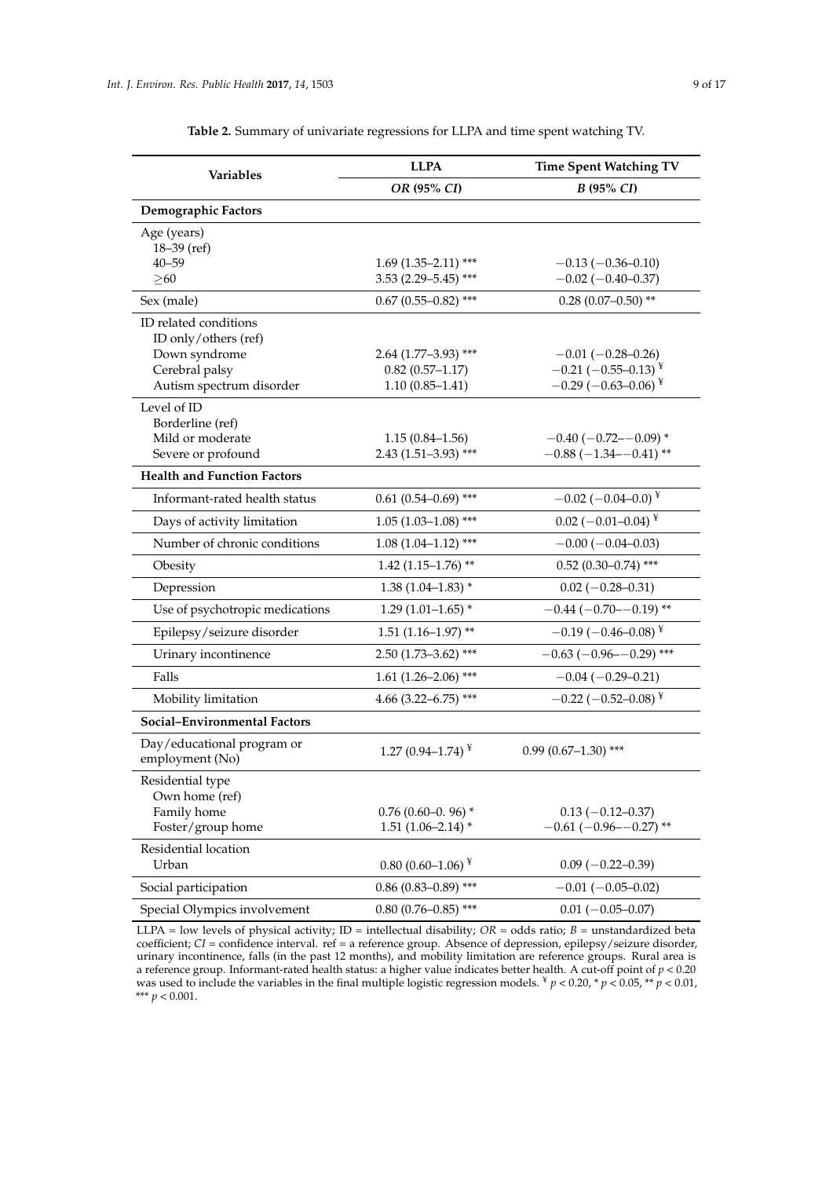**Table 2.** Summary of univariate regressions for LLPA and time spent watching TV.

| Variables | LLPA | Time Spent Watching TV |
|---|---|---|
| | *OR* (95% *CI*) | *B* (95% *CI*) |
| **Demographic Factors** | | |
| Age (years) | | |
| 18–39 (ref) | | |
| 40–59 | 1.69 (1.35–2.11) *** | −0.13 (−0.36–0.10) |
| ≥60 | 3.53 (2.29–5.45) *** | −0.02 (−0.40–0.37) |
| Sex (male) | 0.67 (0.55–0.82) *** | 0.28 (0.07–0.50) ** |
| ID related conditions | | |
| ID only/others (ref) | | |
| Down syndrome | 2.64 (1.77–3.93) *** | −0.01 (−0.28–0.26) |
| Cerebral palsy | 0.82 (0.57–1.17) | −0.21 (−0.55–0.13) ¥ |
| Autism spectrum disorder | 1.10 (0.85–1.41) | −0.29 (−0.63–0.06) ¥ |
| Level of ID | | |
| Borderline (ref) | | |
| Mild or moderate | 1.15 (0.84–1.56) | −0.40 (−0.72–−0.09) * |
| Severe or profound | 2.43 (1.51–3.93) *** | −0.88 (−1.34–−0.41) ** |
| **Health and Function Factors** | | |
| Informant-rated health status | 0.61 (0.54–0.69) *** | −0.02 (−0.04–0.0) ¥ |
| Days of activity limitation | 1.05 (1.03–1.08) *** | 0.02 (−0.01–0.04) ¥ |
| Number of chronic conditions | 1.08 (1.04–1.12) *** | −0.00 (−0.04–0.03) |
| Obesity | 1.42 (1.15–1.76) ** | 0.52 (0.30–0.74) *** |
| Depression | 1.38 (1.04–1.83) * | 0.02 (−0.28–0.31) |
| Use of psychotropic medications | 1.29 (1.01–1.65) * | −0.44 (−0.70–−0.19) ** |
| Epilepsy/seizure disorder | 1.51 (1.16–1.97) ** | −0.19 (−0.46–0.08) ¥ |
| Urinary incontinence | 2.50 (1.73–3.62) *** | −0.63 (−0.96–−0.29) *** |
| Falls | 1.61 (1.26–2.06) *** | −0.04 (−0.29–0.21) |
| Mobility limitation | 4.66 (3.22–6.75) *** | −0.22 (−0.52–0.08) ¥ |
| **Social–Environmental Factors** | | |
| Day/educational program or employment (No) | 1.27 (0.94–1.74) ¥ | 0.99 (0.67–1.30) *** |
| Residential type | | |
| Own home (ref) | | |
| Family home | 0.76 (0.60–0. 96) * | 0.13 (−0.12–0.37) |
| Foster/group home | 1.51 (1.06–2.14) * | −0.61 (−0.96–−0.27) ** |
| Residential location | | |
| Urban | 0.80 (0.60–1.06) ¥ | 0.09 (−0.22–0.39) |
| Social participation | 0.86 (0.83–0.89) *** | −0.01 (−0.05–0.02) |
| Special Olympics involvement | 0.80 (0.76–0.85) *** | 0.01 (−0.05–0.07) |

LLPA = low levels of physical activity; ID = intellectual disability; *OR* = odds ratio; *B* = unstandardized beta coefficient; *CI* = confidence interval. ref = a reference group. Absence of depression, epilepsy/seizure disorder, urinary incontinence, falls (in the past 12 months), and mobility limitation are reference groups. Rural area is a reference group. Informant-rated health status: a higher value indicates better health. A cut-off point of $p < 0.20$ was used to include the variables in the final multiple logistic regression models. ¥ $p < 0.20$, * $p < 0.05$, ** $p < 0.01$, *** $p < 0.001$.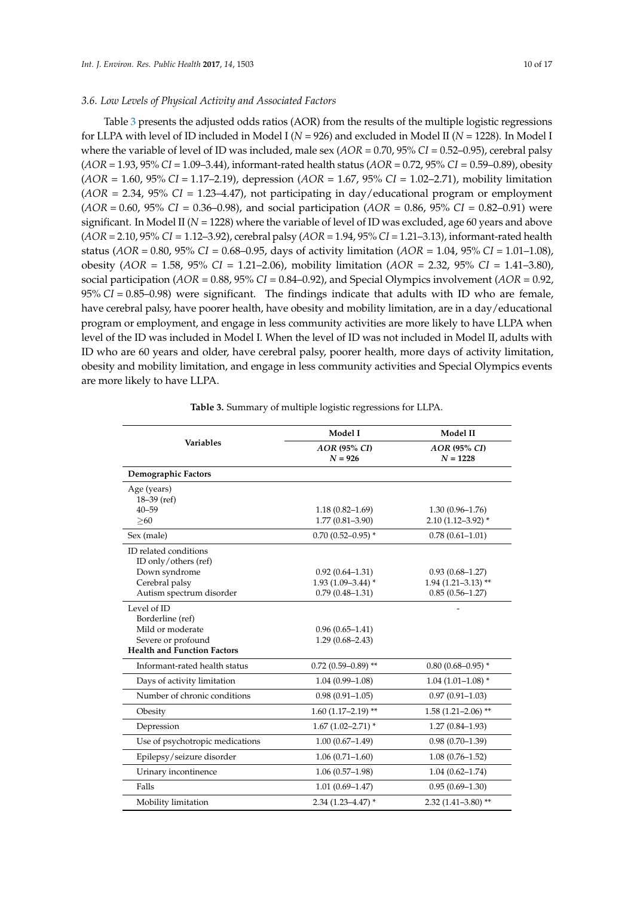### 3.6. Low Levels of Physical Activity and Associated Factors

Table 3 presents the adjusted odds ratios (AOR) from the results of the multiple logistic regressions for LLPA with level of ID included in Model I ($N = 926$) and excluded in Model II ($N = 1228$). In Model I where the variable of level of ID was included, male sex ($AOR = 0.70$, 95% $CI = 0.52$–0.95), cerebral palsy ($AOR = 1.93$, 95% $CI = 1.09$–3.44), informant-rated health status ($AOR = 0.72$, 95% $CI = 0.59$–0.89), obesity ($AOR = 1.60$, 95% $CI = 1.17$–2.19), depression ($AOR = 1.67$, 95% $CI = 1.02$–2.71), mobility limitation ($AOR = 2.34$, 95% $CI = 1.23$–4.47), not participating in day/educational program or employment ($AOR = 0.60$, 95% $CI = 0.36$–0.98), and social participation ($AOR = 0.86$, 95% $CI = 0.82$–0.91) were significant. In Model II ($N = 1228$) where the variable of level of ID was excluded, age 60 years and above ($AOR = 2.10$, 95% $CI = 1.12$–3.92), cerebral palsy ($AOR = 1.94$, 95% $CI = 1.21$–3.13), informant-rated health status ($AOR = 0.80$, 95% $CI = 0.68$–0.95, days of activity limitation ($AOR = 1.04$, 95% $CI = 1.01$–1.08), obesity ($AOR = 1.58$, 95% $CI = 1.21$–2.06), mobility limitation ($AOR = 2.32$, 95% $CI = 1.41$–3.80), social participation ($AOR = 0.88$, 95% $CI = 0.84$–0.92), and Special Olympics involvement ($AOR = 0.92$, 95% $CI = 0.85$–0.98) were significant. The findings indicate that adults with ID who are female, have cerebral palsy, have poorer health, have obesity and mobility limitation, are in a day/educational program or employment, and engage in less community activities are more likely to have LLPA when level of the ID was included in Model I. When the level of ID was not included in Model II, adults with ID who are 60 years and older, have cerebral palsy, poorer health, more days of activity limitation, obesity and mobility limitation, and engage in less community activities and Special Olympics events are more likely to have LLPA.

**Table 3.** Summary of multiple logistic regressions for LLPA.

| Variables | Model I | Model II |
|---|---|---|
| | *AOR (95% CI)* $N = 926$ | *AOR (95% CI)* $N = 1228$ |
| **Demographic Factors** | | |
| Age (years) | | |
| 18–39 (ref) | | |
| 40–59 | 1.18 (0.82–1.69) | 1.30 (0.96–1.76) |
| ≥60 | 1.77 (0.81–3.90) | 2.10 (1.12–3.92) * |
| Sex (male) | 0.70 (0.52–0.95) * | 0.78 (0.61–1.01) |
| ID related conditions | | |
| ID only/others (ref) | | |
| Down syndrome | 0.92 (0.64–1.31) | 0.93 (0.68–1.27) |
| Cerebral palsy | 1.93 (1.09–3.44) * | 1.94 (1.21–3.13) ** |
| Autism spectrum disorder | 0.79 (0.48–1.31) | 0.85 (0.56–1.27) |
| Level of ID | | - |
| Borderline (ref) | | |
| Mild or moderate | 0.96 (0.65–1.41) | |
| Severe or profound | 1.29 (0.68–2.43) | |
| **Health and Function Factors** | | |
| Informant-rated health status | 0.72 (0.59–0.89) ** | 0.80 (0.68–0.95) * |
| Days of activity limitation | 1.04 (0.99–1.08) | 1.04 (1.01–1.08) * |
| Number of chronic conditions | 0.98 (0.91–1.05) | 0.97 (0.91–1.03) |
| Obesity | 1.60 (1.17–2.19) ** | 1.58 (1.21–2.06) ** |
| Depression | 1.67 (1.02–2.71) * | 1.27 (0.84–1.93) |
| Use of psychotropic medications | 1.00 (0.67–1.49) | 0.98 (0.70–1.39) |
| Epilepsy/seizure disorder | 1.06 (0.71–1.60) | 1.08 (0.76–1.52) |
| Urinary incontinence | 1.06 (0.57–1.98) | 1.04 (0.62–1.74) |
| Falls | 1.01 (0.69–1.47) | 0.95 (0.69–1.30) |
| Mobility limitation | 2.34 (1.23–4.47) * | 2.32 (1.41–3.80) ** |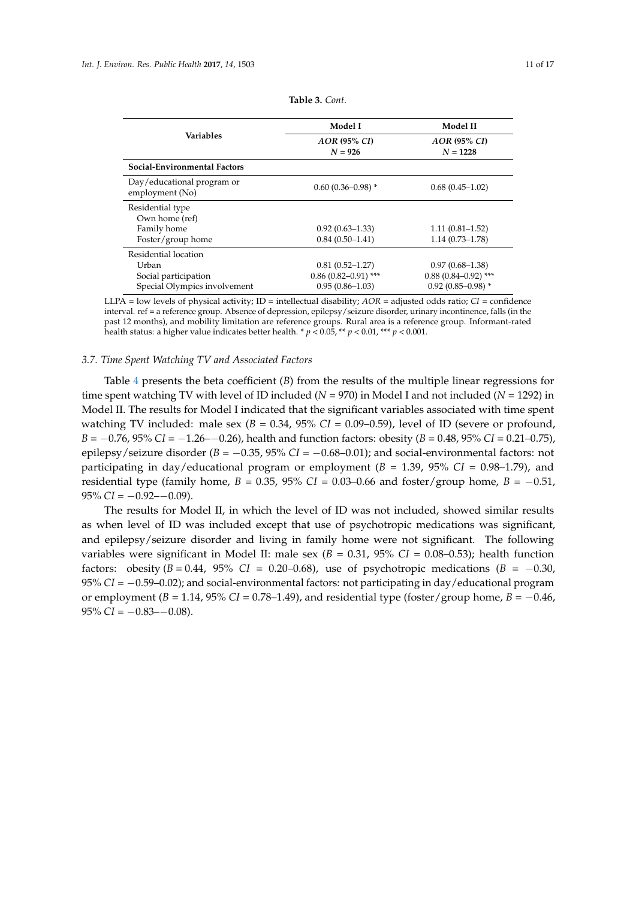**Table 3.** *Cont.*

| Variables | Model I | Model II |
|---|---|---|
| | *AOR* (95% *CI*) $N$ = 926 | *AOR* (95% *CI*) $N$ = 1228 |
| **Social-Environmental Factors** | | |
| Day/educational program or employment (No) | 0.60 (0.36–0.98) * | 0.68 (0.45–1.02) |
| Residential type | | |
| Own home (ref) | | |
| Family home | 0.92 (0.63–1.33) | 1.11 (0.81–1.52) |
| Foster/group home | 0.84 (0.50–1.41) | 1.14 (0.73–1.78) |
| Residential location | | |
| Urban | 0.81 (0.52–1.27) | 0.97 (0.68–1.38) |
| Social participation | 0.86 (0.82–0.91) *** | 0.88 (0.84–0.92) *** |
| Special Olympics involvement | 0.95 (0.86–1.03) | 0.92 (0.85–0.98) * |

LLPA = low levels of physical activity; ID = intellectual disability; *AOR* = adjusted odds ratio; *CI* = confidence interval. ref = a reference group. Absence of depression, epilepsy/seizure disorder, urinary incontinence, falls (in the past 12 months), and mobility limitation are reference groups. Rural area is a reference group. Informant-rated health status: a higher value indicates better health. * $p < 0.05$, ** $p < 0.01$, *** $p < 0.001$.

### 3.7. Time Spent Watching TV and Associated Factors

Table 4 presents the beta coefficient ($B$) from the results of the multiple linear regressions for time spent watching TV with level of ID included ($N$ = 970) in Model I and not included ($N$ = 1292) in Model II. The results for Model I indicated that the significant variables associated with time spent watching TV included: male sex ($B$ = 0.34, 95% *CI* = 0.09–0.59), level of ID (severe or profound, $B$ = −0.76, 95% *CI* = −1.26–−0.26), health and function factors: obesity ($B$ = 0.48, 95% *CI* = 0.21–0.75), epilepsy/seizure disorder ($B$ = −0.35, 95% *CI* = −0.68–0.01); and social-environmental factors: not participating in day/educational program or employment ($B$ = 1.39, 95% *CI* = 0.98–1.79), and residential type (family home, $B$ = 0.35, 95% *CI* = 0.03–0.66 and foster/group home, $B$ = −0.51, 95% *CI* = −0.92–−0.09).

The results for Model II, in which the level of ID was not included, showed similar results as when level of ID was included except that use of psychotropic medications was significant, and epilepsy/seizure disorder and living in family home were not significant. The following variables were significant in Model II: male sex ($B$ = 0.31, 95% *CI* = 0.08–0.53); health function factors: obesity ($B$ = 0.44, 95% *CI* = 0.20–0.68), use of psychotropic medications ($B$ = −0.30, 95% *CI* = −0.59–0.02); and social-environmental factors: not participating in day/educational program or employment ($B$ = 1.14, 95% *CI* = 0.78–1.49), and residential type (foster/group home, $B$ = −0.46, 95% *CI* = −0.83–−0.08).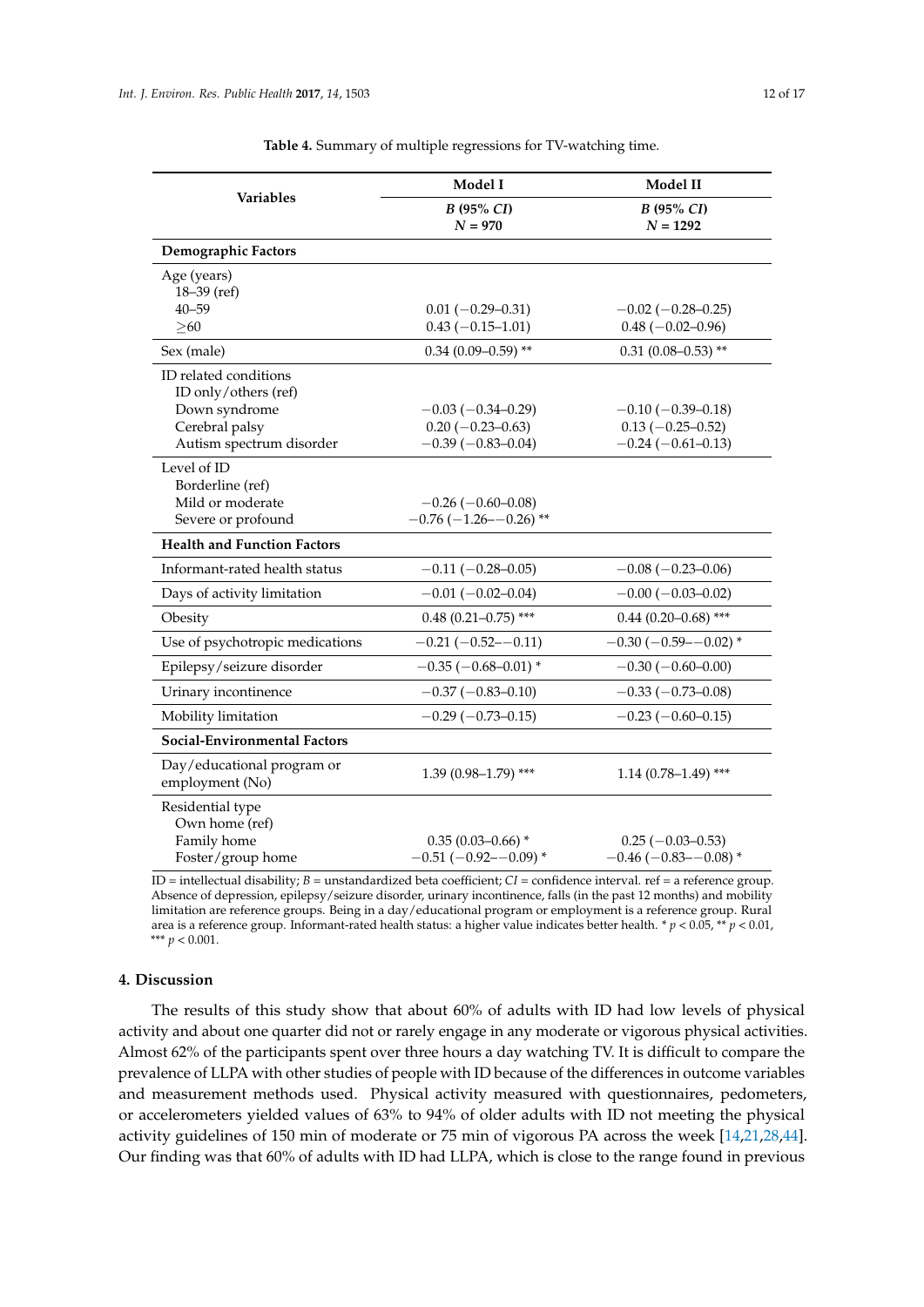**Table 4.** Summary of multiple regressions for TV-watching time.

| Variables | Model I | Model II |
|---|---|---|
| | *B* (95% *CI*) $N = 970$ | *B* (95% *CI*) $N = 1292$ |
| **Demographic Factors** | | |
| Age (years) | | |
| 18–39 (ref) | | |
| 40–59 | 0.01 (−0.29–0.31) | −0.02 (−0.28–0.25) |
| ≥60 | 0.43 (−0.15–1.01) | 0.48 (−0.02–0.96) |
| Sex (male) | 0.34 (0.09–0.59) ** | 0.31 (0.08–0.53) ** |
| ID related conditions | | |
| ID only/others (ref) | | |
| Down syndrome | −0.03 (−0.34–0.29) | −0.10 (−0.39–0.18) |
| Cerebral palsy | 0.20 (−0.23–0.63) | 0.13 (−0.25–0.52) |
| Autism spectrum disorder | −0.39 (−0.83–0.04) | −0.24 (−0.61–0.13) |
| Level of ID | | |
| Borderline (ref) | | |
| Mild or moderate | −0.26 (−0.60–0.08) | |
| Severe or profound | −0.76 (−1.26–−0.26) ** | |
| **Health and Function Factors** | | |
| Informant-rated health status | −0.11 (−0.28–0.05) | −0.08 (−0.23–0.06) |
| Days of activity limitation | −0.01 (−0.02–0.04) | −0.00 (−0.03–0.02) |
| Obesity | 0.48 (0.21–0.75) *** | 0.44 (0.20–0.68) *** |
| Use of psychotropic medications | −0.21 (−0.52–−0.11) | −0.30 (−0.59–−0.02) * |
| Epilepsy/seizure disorder | −0.35 (−0.68–0.01) * | −0.30 (−0.60–0.00) |
| Urinary incontinence | −0.37 (−0.83–0.10) | −0.33 (−0.73–0.08) |
| Mobility limitation | −0.29 (−0.73–0.15) | −0.23 (−0.60–0.15) |
| **Social-Environmental Factors** | | |
| Day/educational program or employment (No) | 1.39 (0.98–1.79) *** | 1.14 (0.78–1.49) *** |
| Residential type | | |
| Own home (ref) | | |
| Family home | 0.35 (0.03–0.66) * | 0.25 (−0.03–0.53) |
| Foster/group home | −0.51 (−0.92–−0.09) * | −0.46 (−0.83–−0.08) * |

ID = intellectual disability; *B* = unstandardized beta coefficient; *CI* = confidence interval. ref = a reference group. Absence of depression, epilepsy/seizure disorder, urinary incontinence, falls (in the past 12 months) and mobility limitation are reference groups. Being in a day/educational program or employment is a reference group. Rural area is a reference group. Informant-rated health status: a higher value indicates better health. * $p < 0.05$, ** $p < 0.01$, *** $p < 0.001$.

## 4. Discussion

The results of this study show that about 60% of adults with ID had low levels of physical activity and about one quarter did not or rarely engage in any moderate or vigorous physical activities. Almost 62% of the participants spent over three hours a day watching TV. It is difficult to compare the prevalence of LLPA with other studies of people with ID because of the differences in outcome variables and measurement methods used. Physical activity measured with questionnaires, pedometers, or accelerometers yielded values of 63% to 94% of older adults with ID not meeting the physical activity guidelines of 150 min of moderate or 75 min of vigorous PA across the week [14,21,28,44]. Our finding was that 60% of adults with ID had LLPA, which is close to the range found in previous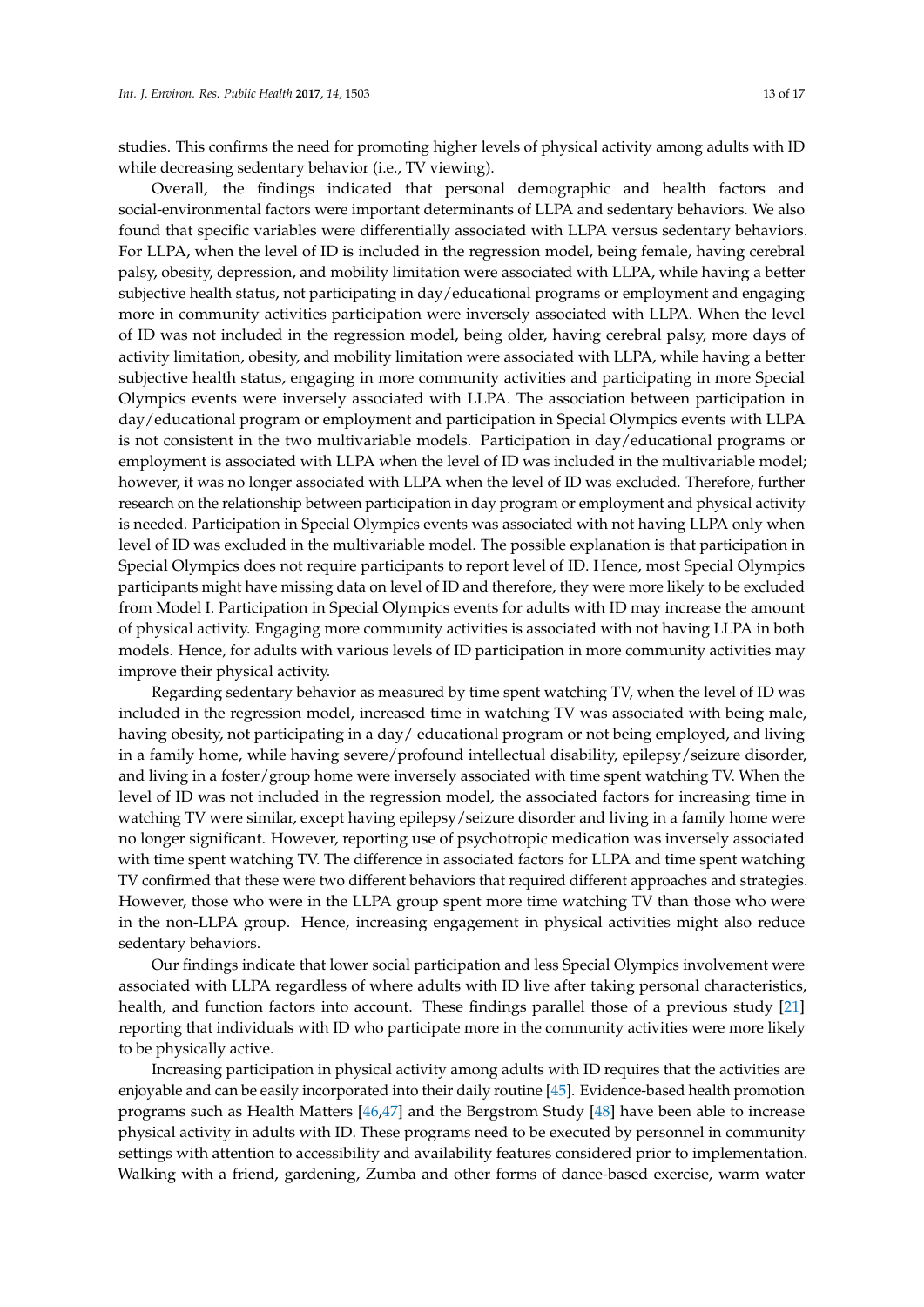studies. This confirms the need for promoting higher levels of physical activity among adults with ID while decreasing sedentary behavior (i.e., TV viewing).

Overall, the findings indicated that personal demographic and health factors and social-environmental factors were important determinants of LLPA and sedentary behaviors. We also found that specific variables were differentially associated with LLPA versus sedentary behaviors. For LLPA, when the level of ID is included in the regression model, being female, having cerebral palsy, obesity, depression, and mobility limitation were associated with LLPA, while having a better subjective health status, not participating in day/educational programs or employment and engaging more in community activities participation were inversely associated with LLPA. When the level of ID was not included in the regression model, being older, having cerebral palsy, more days of activity limitation, obesity, and mobility limitation were associated with LLPA, while having a better subjective health status, engaging in more community activities and participating in more Special Olympics events were inversely associated with LLPA. The association between participation in day/educational program or employment and participation in Special Olympics events with LLPA is not consistent in the two multivariable models. Participation in day/educational programs or employment is associated with LLPA when the level of ID was included in the multivariable model; however, it was no longer associated with LLPA when the level of ID was excluded. Therefore, further research on the relationship between participation in day program or employment and physical activity is needed. Participation in Special Olympics events was associated with not having LLPA only when level of ID was excluded in the multivariable model. The possible explanation is that participation in Special Olympics does not require participants to report level of ID. Hence, most Special Olympics participants might have missing data on level of ID and therefore, they were more likely to be excluded from Model I. Participation in Special Olympics events for adults with ID may increase the amount of physical activity. Engaging more community activities is associated with not having LLPA in both models. Hence, for adults with various levels of ID participation in more community activities may improve their physical activity.

Regarding sedentary behavior as measured by time spent watching TV, when the level of ID was included in the regression model, increased time in watching TV was associated with being male, having obesity, not participating in a day/ educational program or not being employed, and living in a family home, while having severe/profound intellectual disability, epilepsy/seizure disorder, and living in a foster/group home were inversely associated with time spent watching TV. When the level of ID was not included in the regression model, the associated factors for increasing time in watching TV were similar, except having epilepsy/seizure disorder and living in a family home were no longer significant. However, reporting use of psychotropic medication was inversely associated with time spent watching TV. The difference in associated factors for LLPA and time spent watching TV confirmed that these were two different behaviors that required different approaches and strategies. However, those who were in the LLPA group spent more time watching TV than those who were in the non-LLPA group. Hence, increasing engagement in physical activities might also reduce sedentary behaviors.

Our findings indicate that lower social participation and less Special Olympics involvement were associated with LLPA regardless of where adults with ID live after taking personal characteristics, health, and function factors into account. These findings parallel those of a previous study [21] reporting that individuals with ID who participate more in the community activities were more likely to be physically active.

Increasing participation in physical activity among adults with ID requires that the activities are enjoyable and can be easily incorporated into their daily routine [45]. Evidence-based health promotion programs such as Health Matters [46,47] and the Bergstrom Study [48] have been able to increase physical activity in adults with ID. These programs need to be executed by personnel in community settings with attention to accessibility and availability features considered prior to implementation. Walking with a friend, gardening, Zumba and other forms of dance-based exercise, warm water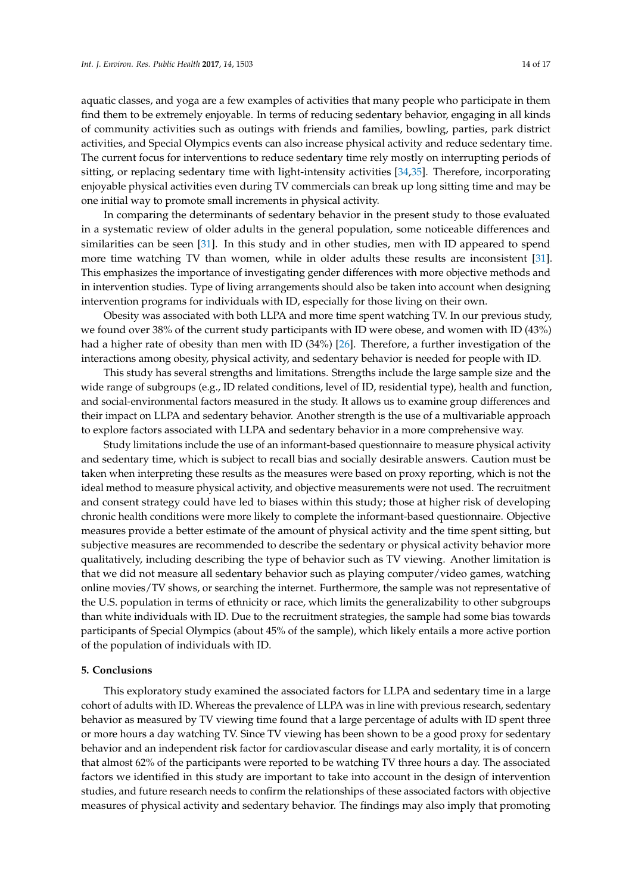aquatic classes, and yoga are a few examples of activities that many people who participate in them find them to be extremely enjoyable. In terms of reducing sedentary behavior, engaging in all kinds of community activities such as outings with friends and families, bowling, parties, park district activities, and Special Olympics events can also increase physical activity and reduce sedentary time. The current focus for interventions to reduce sedentary time rely mostly on interrupting periods of sitting, or replacing sedentary time with light-intensity activities [34,35]. Therefore, incorporating enjoyable physical activities even during TV commercials can break up long sitting time and may be one initial way to promote small increments in physical activity.

In comparing the determinants of sedentary behavior in the present study to those evaluated in a systematic review of older adults in the general population, some noticeable differences and similarities can be seen [31]. In this study and in other studies, men with ID appeared to spend more time watching TV than women, while in older adults these results are inconsistent [31]. This emphasizes the importance of investigating gender differences with more objective methods and in intervention studies. Type of living arrangements should also be taken into account when designing intervention programs for individuals with ID, especially for those living on their own.

Obesity was associated with both LLPA and more time spent watching TV. In our previous study, we found over 38% of the current study participants with ID were obese, and women with ID (43%) had a higher rate of obesity than men with ID (34%) [26]. Therefore, a further investigation of the interactions among obesity, physical activity, and sedentary behavior is needed for people with ID.

This study has several strengths and limitations. Strengths include the large sample size and the wide range of subgroups (e.g., ID related conditions, level of ID, residential type), health and function, and social-environmental factors measured in the study. It allows us to examine group differences and their impact on LLPA and sedentary behavior. Another strength is the use of a multivariable approach to explore factors associated with LLPA and sedentary behavior in a more comprehensive way.

Study limitations include the use of an informant-based questionnaire to measure physical activity and sedentary time, which is subject to recall bias and socially desirable answers. Caution must be taken when interpreting these results as the measures were based on proxy reporting, which is not the ideal method to measure physical activity, and objective measurements were not used. The recruitment and consent strategy could have led to biases within this study; those at higher risk of developing chronic health conditions were more likely to complete the informant-based questionnaire. Objective measures provide a better estimate of the amount of physical activity and the time spent sitting, but subjective measures are recommended to describe the sedentary or physical activity behavior more qualitatively, including describing the type of behavior such as TV viewing. Another limitation is that we did not measure all sedentary behavior such as playing computer/video games, watching online movies/TV shows, or searching the internet. Furthermore, the sample was not representative of the U.S. population in terms of ethnicity or race, which limits the generalizability to other subgroups than white individuals with ID. Due to the recruitment strategies, the sample had some bias towards participants of Special Olympics (about 45% of the sample), which likely entails a more active portion of the population of individuals with ID.

## 5. Conclusions

This exploratory study examined the associated factors for LLPA and sedentary time in a large cohort of adults with ID. Whereas the prevalence of LLPA was in line with previous research, sedentary behavior as measured by TV viewing time found that a large percentage of adults with ID spent three or more hours a day watching TV. Since TV viewing has been shown to be a good proxy for sedentary behavior and an independent risk factor for cardiovascular disease and early mortality, it is of concern that almost 62% of the participants were reported to be watching TV three hours a day. The associated factors we identified in this study are important to take into account in the design of intervention studies, and future research needs to confirm the relationships of these associated factors with objective measures of physical activity and sedentary behavior. The findings may also imply that promoting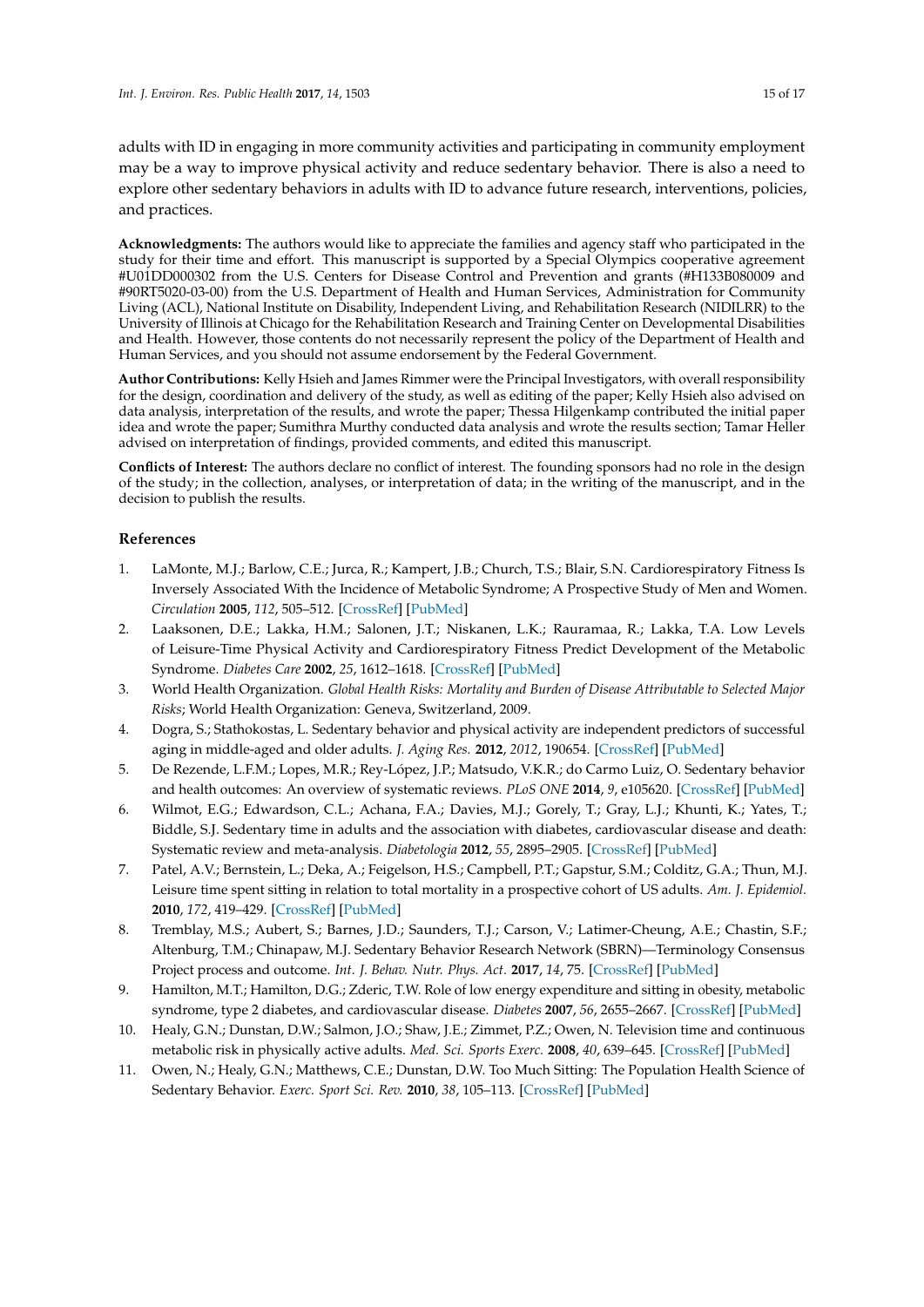adults with ID in engaging in more community activities and participating in community employment may be a way to improve physical activity and reduce sedentary behavior. There is also a need to explore other sedentary behaviors in adults with ID to advance future research, interventions, policies, and practices.

**Acknowledgments:** The authors would like to appreciate the families and agency staff who participated in the study for their time and effort. This manuscript is supported by a Special Olympics cooperative agreement #U01DD000302 from the U.S. Centers for Disease Control and Prevention and grants (#H133B080009 and #90RT5020-03-00) from the U.S. Department of Health and Human Services, Administration for Community Living (ACL), National Institute on Disability, Independent Living, and Rehabilitation Research (NIDILRR) to the University of Illinois at Chicago for the Rehabilitation Research and Training Center on Developmental Disabilities and Health. However, those contents do not necessarily represent the policy of the Department of Health and Human Services, and you should not assume endorsement by the Federal Government.

**Author Contributions:** Kelly Hsieh and James Rimmer were the Principal Investigators, with overall responsibility for the design, coordination and delivery of the study, as well as editing of the paper; Kelly Hsieh also advised on data analysis, interpretation of the results, and wrote the paper; Thessa Hilgenkamp contributed the initial paper idea and wrote the paper; Sumithra Murthy conducted data analysis and wrote the results section; Tamar Heller advised on interpretation of findings, provided comments, and edited this manuscript.

**Conflicts of Interest:** The authors declare no conflict of interest. The founding sponsors had no role in the design of the study; in the collection, analyses, or interpretation of data; in the writing of the manuscript, and in the decision to publish the results.

## References

1. LaMonte, M.J.; Barlow, C.E.; Jurca, R.; Kampert, J.B.; Church, T.S.; Blair, S.N. Cardiorespiratory Fitness Is Inversely Associated With the Incidence of Metabolic Syndrome; A Prospective Study of Men and Women. *Circulation* **2005**, *112*, 505–512. [CrossRef] [PubMed]
2. Laaksonen, D.E.; Lakka, H.M.; Salonen, J.T.; Niskanen, L.K.; Rauramaa, R.; Lakka, T.A. Low Levels of Leisure-Time Physical Activity and Cardiorespiratory Fitness Predict Development of the Metabolic Syndrome. *Diabetes Care* **2002**, *25*, 1612–1618. [CrossRef] [PubMed]
3. World Health Organization. *Global Health Risks: Mortality and Burden of Disease Attributable to Selected Major Risks*; World Health Organization: Geneva, Switzerland, 2009.
4. Dogra, S.; Stathokostas, L. Sedentary behavior and physical activity are independent predictors of successful aging in middle-aged and older adults. *J. Aging Res.* **2012**, *2012*, 190654. [CrossRef] [PubMed]
5. De Rezende, L.F.M.; Lopes, M.R.; Rey-López, J.P.; Matsudo, V.K.R.; do Carmo Luiz, O. Sedentary behavior and health outcomes: An overview of systematic reviews. *PLoS ONE* **2014**, *9*, e105620. [CrossRef] [PubMed]
6. Wilmot, E.G.; Edwardson, C.L.; Achana, F.A.; Davies, M.J.; Gorely, T.; Gray, L.J.; Khunti, K.; Yates, T.; Biddle, S.J. Sedentary time in adults and the association with diabetes, cardiovascular disease and death: Systematic review and meta-analysis. *Diabetologia* **2012**, *55*, 2895–2905. [CrossRef] [PubMed]
7. Patel, A.V.; Bernstein, L.; Deka, A.; Feigelson, H.S.; Campbell, P.T.; Gapstur, S.M.; Colditz, G.A.; Thun, M.J. Leisure time spent sitting in relation to total mortality in a prospective cohort of US adults. *Am. J. Epidemiol.* **2010**, *172*, 419–429. [CrossRef] [PubMed]
8. Tremblay, M.S.; Aubert, S.; Barnes, J.D.; Saunders, T.J.; Carson, V.; Latimer-Cheung, A.E.; Chastin, S.F.; Altenburg, T.M.; Chinapaw, M.J. Sedentary Behavior Research Network (SBRN)—Terminology Consensus Project process and outcome. *Int. J. Behav. Nutr. Phys. Act.* **2017**, *14*, 75. [CrossRef] [PubMed]
9. Hamilton, M.T.; Hamilton, D.G.; Zderic, T.W. Role of low energy expenditure and sitting in obesity, metabolic syndrome, type 2 diabetes, and cardiovascular disease. *Diabetes* **2007**, *56*, 2655–2667. [CrossRef] [PubMed]
10. Healy, G.N.; Dunstan, D.W.; Salmon, J.O.; Shaw, J.E.; Zimmet, P.Z.; Owen, N. Television time and continuous metabolic risk in physically active adults. *Med. Sci. Sports Exerc.* **2008**, *40*, 639–645. [CrossRef] [PubMed]
11. Owen, N.; Healy, G.N.; Matthews, C.E.; Dunstan, D.W. Too Much Sitting: The Population Health Science of Sedentary Behavior. *Exerc. Sport Sci. Rev.* **2010**, *38*, 105–113. [CrossRef] [PubMed]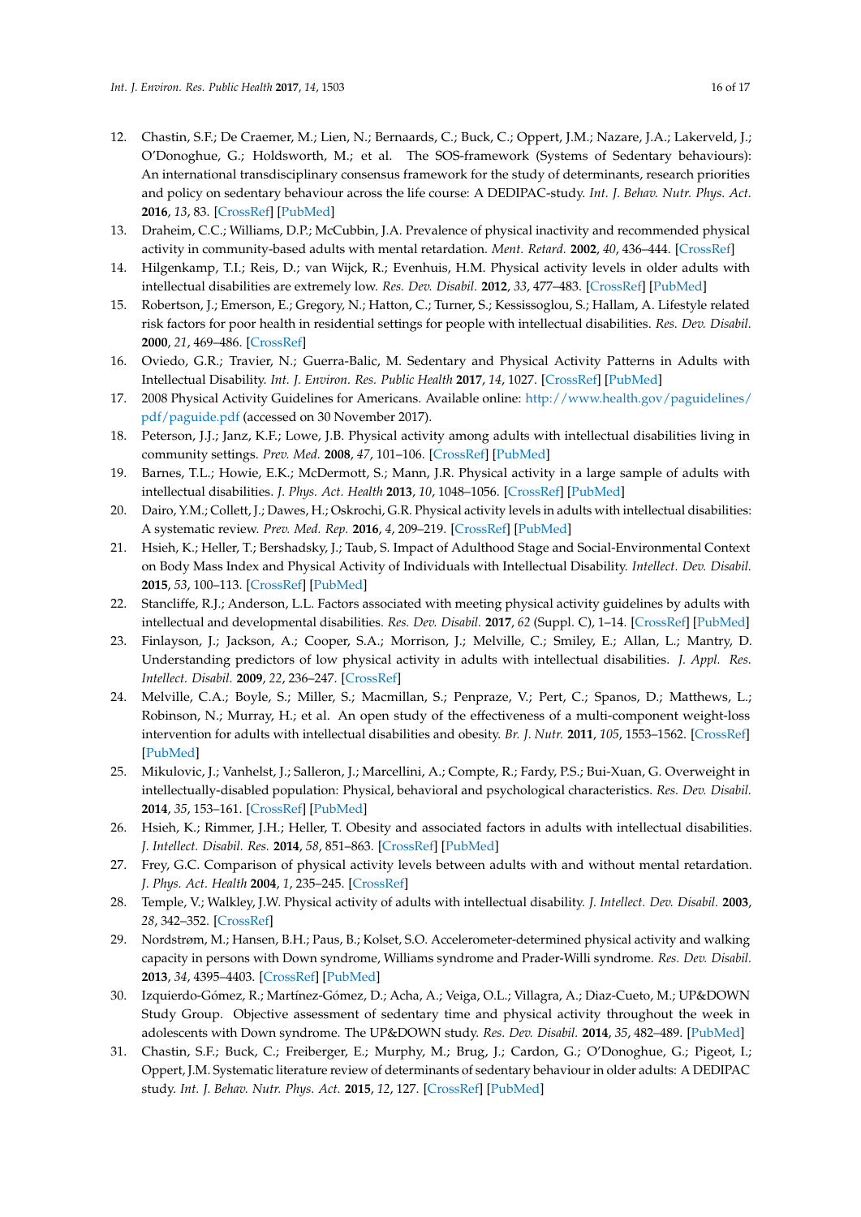12. Chastin, S.F.; De Craemer, M.; Lien, N.; Bernaards, C.; Buck, C.; Oppert, J.M.; Nazare, J.A.; Lakerveld, J.; O'Donoghue, G.; Holdsworth, M.; et al. The SOS-framework (Systems of Sedentary behaviours): An international transdisciplinary consensus framework for the study of determinants, research priorities and policy on sedentary behaviour across the life course: A DEDIPAC-study. *Int. J. Behav. Nutr. Phys. Act.* **2016**, *13*, 83. [CrossRef] [PubMed]
13. Draheim, C.C.; Williams, D.P.; McCubbin, J.A. Prevalence of physical inactivity and recommended physical activity in community-based adults with mental retardation. *Ment. Retard.* **2002**, *40*, 436–444. [CrossRef]
14. Hilgenkamp, T.I.; Reis, D.; van Wijck, R.; Evenhuis, H.M. Physical activity levels in older adults with intellectual disabilities are extremely low. *Res. Dev. Disabil.* **2012**, *33*, 477–483. [CrossRef] [PubMed]
15. Robertson, J.; Emerson, E.; Gregory, N.; Hatton, C.; Turner, S.; Kessissoglou, S.; Hallam, A. Lifestyle related risk factors for poor health in residential settings for people with intellectual disabilities. *Res. Dev. Disabil.* **2000**, *21*, 469–486. [CrossRef]
16. Oviedo, G.R.; Travier, N.; Guerra-Balic, M. Sedentary and Physical Activity Patterns in Adults with Intellectual Disability. *Int. J. Environ. Res. Public Health* **2017**, *14*, 1027. [CrossRef] [PubMed]
17. 2008 Physical Activity Guidelines for Americans. Available online: http://www.health.gov/paguidelines/pdf/paguide.pdf (accessed on 30 November 2017).
18. Peterson, J.J.; Janz, K.F.; Lowe, J.B. Physical activity among adults with intellectual disabilities living in community settings. *Prev. Med.* **2008**, *47*, 101–106. [CrossRef] [PubMed]
19. Barnes, T.L.; Howie, E.K.; McDermott, S.; Mann, J.R. Physical activity in a large sample of adults with intellectual disabilities. *J. Phys. Act. Health* **2013**, *10*, 1048–1056. [CrossRef] [PubMed]
20. Dairo, Y.M.; Collett, J.; Dawes, H.; Oskrochi, G.R. Physical activity levels in adults with intellectual disabilities: A systematic review. *Prev. Med. Rep.* **2016**, *4*, 209–219. [CrossRef] [PubMed]
21. Hsieh, K.; Heller, T.; Bershadsky, J.; Taub, S. Impact of Adulthood Stage and Social-Environmental Context on Body Mass Index and Physical Activity of Individuals with Intellectual Disability. *Intellect. Dev. Disabil.* **2015**, *53*, 100–113. [CrossRef] [PubMed]
22. Stancliffe, R.J.; Anderson, L.L. Factors associated with meeting physical activity guidelines by adults with intellectual and developmental disabilities. *Res. Dev. Disabil.* **2017**, *62* (Suppl. C), 1–14. [CrossRef] [PubMed]
23. Finlayson, J.; Jackson, A.; Cooper, S.A.; Morrison, J.; Melville, C.; Smiley, E.; Allan, L.; Mantry, D. Understanding predictors of low physical activity in adults with intellectual disabilities. *J. Appl. Res. Intellect. Disabil.* **2009**, *22*, 236–247. [CrossRef]
24. Melville, C.A.; Boyle, S.; Miller, S.; Macmillan, S.; Penpraze, V.; Pert, C.; Spanos, D.; Matthews, L.; Robinson, N.; Murray, H.; et al. An open study of the effectiveness of a multi-component weight-loss intervention for adults with intellectual disabilities and obesity. *Br. J. Nutr.* **2011**, *105*, 1553–1562. [CrossRef] [PubMed]
25. Mikulovic, J.; Vanhelst, J.; Salleron, J.; Marcellini, A.; Compte, R.; Fardy, P.S.; Bui-Xuan, G. Overweight in intellectually-disabled population: Physical, behavioral and psychological characteristics. *Res. Dev. Disabil.* **2014**, *35*, 153–161. [CrossRef] [PubMed]
26. Hsieh, K.; Rimmer, J.H.; Heller, T. Obesity and associated factors in adults with intellectual disabilities. *J. Intellect. Disabil. Res.* **2014**, *58*, 851–863. [CrossRef] [PubMed]
27. Frey, G.C. Comparison of physical activity levels between adults with and without mental retardation. *J. Phys. Act. Health* **2004**, *1*, 235–245. [CrossRef]
28. Temple, V.; Walkley, J.W. Physical activity of adults with intellectual disability. *J. Intellect. Dev. Disabil.* **2003**, *28*, 342–352. [CrossRef]
29. Nordstrøm, M.; Hansen, B.H.; Paus, B.; Kolset, S.O. Accelerometer-determined physical activity and walking capacity in persons with Down syndrome, Williams syndrome and Prader-Willi syndrome. *Res. Dev. Disabil.* **2013**, *34*, 4395–4403. [CrossRef] [PubMed]
30. Izquierdo-Gómez, R.; Martínez-Gómez, D.; Acha, A.; Veiga, O.L.; Villagra, A.; Diaz-Cueto, M.; UP&DOWN Study Group. Objective assessment of sedentary time and physical activity throughout the week in adolescents with Down syndrome. The UP&DOWN study. *Res. Dev. Disabil.* **2014**, *35*, 482–489. [PubMed]
31. Chastin, S.F.; Buck, C.; Freiberger, E.; Murphy, M.; Brug, J.; Cardon, G.; O'Donoghue, G.; Pigeot, I.; Oppert, J.M. Systematic literature review of determinants of sedentary behaviour in older adults: A DEDIPAC study. *Int. J. Behav. Nutr. Phys. Act.* **2015**, *12*, 127. [CrossRef] [PubMed]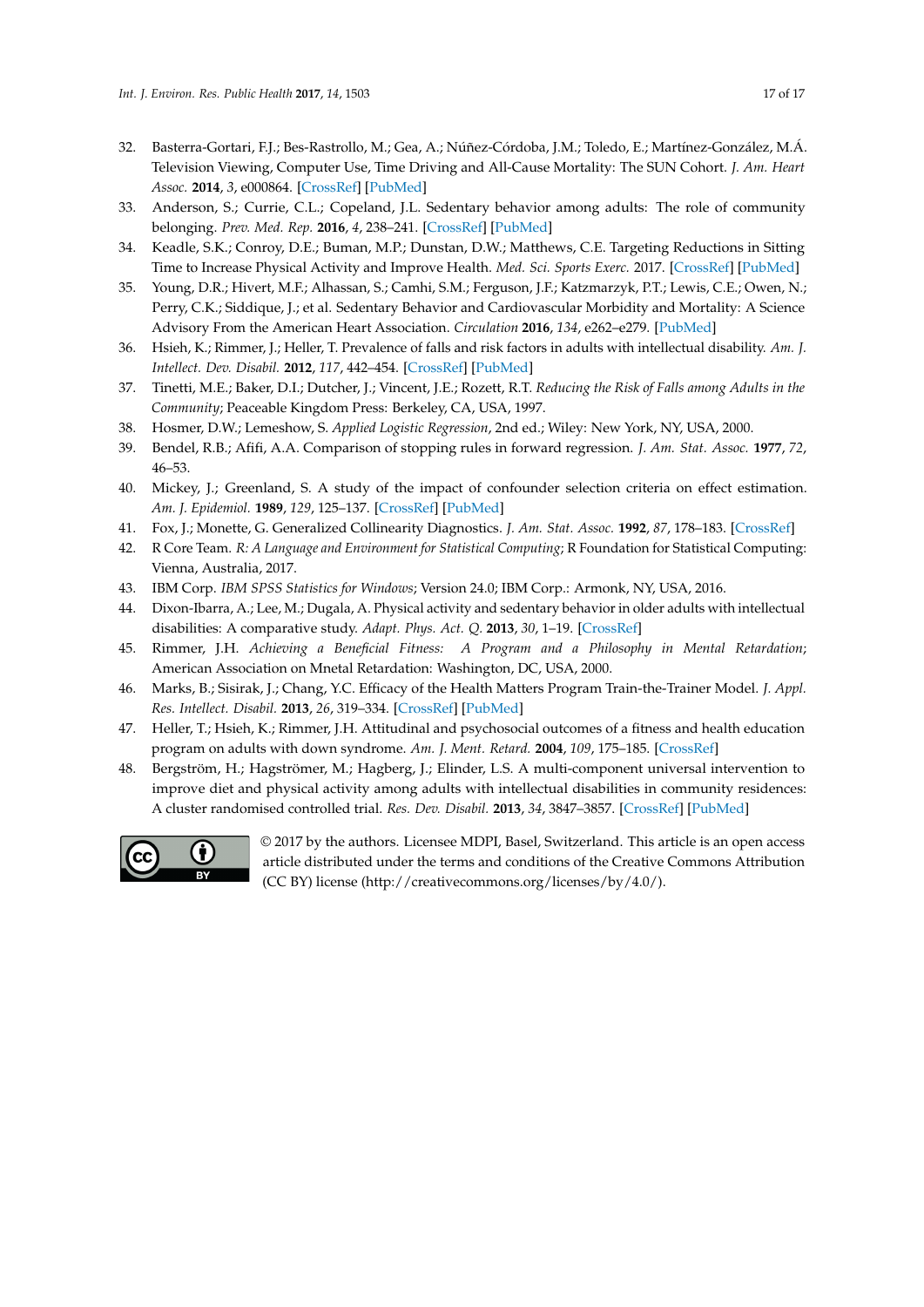32. Basterra-Gortari, F.J.; Bes-Rastrollo, M.; Gea, A.; Núñez-Córdoba, J.M.; Toledo, E.; Martínez-González, M.Á. Television Viewing, Computer Use, Time Driving and All-Cause Mortality: The SUN Cohort. *J. Am. Heart Assoc.* **2014**, *3*, e000864. [CrossRef] [PubMed]
33. Anderson, S.; Currie, C.L.; Copeland, J.L. Sedentary behavior among adults: The role of community belonging. *Prev. Med. Rep.* **2016**, *4*, 238–241. [CrossRef] [PubMed]
34. Keadle, S.K.; Conroy, D.E.; Buman, M.P.; Dunstan, D.W.; Matthews, C.E. Targeting Reductions in Sitting Time to Increase Physical Activity and Improve Health. *Med. Sci. Sports Exerc.* 2017. [CrossRef] [PubMed]
35. Young, D.R.; Hivert, M.F.; Alhassan, S.; Camhi, S.M.; Ferguson, J.F.; Katzmarzyk, P.T.; Lewis, C.E.; Owen, N.; Perry, C.K.; Siddique, J.; et al. Sedentary Behavior and Cardiovascular Morbidity and Mortality: A Science Advisory From the American Heart Association. *Circulation* **2016**, *134*, e262–e279. [PubMed]
36. Hsieh, K.; Rimmer, J.; Heller, T. Prevalence of falls and risk factors in adults with intellectual disability. *Am. J. Intellect. Dev. Disabil.* **2012**, *117*, 442–454. [CrossRef] [PubMed]
37. Tinetti, M.E.; Baker, D.I.; Dutcher, J.; Vincent, J.E.; Rozett, R.T. *Reducing the Risk of Falls among Adults in the Community*; Peaceable Kingdom Press: Berkeley, CA, USA, 1997.
38. Hosmer, D.W.; Lemeshow, S. *Applied Logistic Regression*, 2nd ed.; Wiley: New York, NY, USA, 2000.
39. Bendel, R.B.; Afifi, A.A. Comparison of stopping rules in forward regression. *J. Am. Stat. Assoc.* **1977**, *72*, 46–53.
40. Mickey, J.; Greenland, S. A study of the impact of confounder selection criteria on effect estimation. *Am. J. Epidemiol.* **1989**, *129*, 125–137. [CrossRef] [PubMed]
41. Fox, J.; Monette, G. Generalized Collinearity Diagnostics. *J. Am. Stat. Assoc.* **1992**, *87*, 178–183. [CrossRef]
42. R Core Team. *R: A Language and Environment for Statistical Computing*; R Foundation for Statistical Computing: Vienna, Australia, 2017.
43. IBM Corp. *IBM SPSS Statistics for Windows*; Version 24.0; IBM Corp.: Armonk, NY, USA, 2016.
44. Dixon-Ibarra, A.; Lee, M.; Dugala, A. Physical activity and sedentary behavior in older adults with intellectual disabilities: A comparative study. *Adapt. Phys. Act. Q.* **2013**, *30*, 1–19. [CrossRef]
45. Rimmer, J.H. *Achieving a Beneficial Fitness: A Program and a Philosophy in Mental Retardation*; American Association on Mnetal Retardation: Washington, DC, USA, 2000.
46. Marks, B.; Sisirak, J.; Chang, Y.C. Efficacy of the Health Matters Program Train-the-Trainer Model. *J. Appl. Res. Intellect. Disabil.* **2013**, *26*, 319–334. [CrossRef] [PubMed]
47. Heller, T.; Hsieh, K.; Rimmer, J.H. Attitudinal and psychosocial outcomes of a fitness and health education program on adults with down syndrome. *Am. J. Ment. Retard.* **2004**, *109*, 175–185. [CrossRef]
48. Bergström, H.; Hagströmer, M.; Hagberg, J.; Elinder, L.S. A multi-component universal intervention to improve diet and physical activity among adults with intellectual disabilities in community residences: A cluster randomised controlled trial. *Res. Dev. Disabil.* **2013**, *34*, 3847–3857. [CrossRef] [PubMed]

© 2017 by the authors. Licensee MDPI, Basel, Switzerland. This article is an open access article distributed under the terms and conditions of the Creative Commons Attribution (CC BY) license (http://creativecommons.org/licenses/by/4.0/).